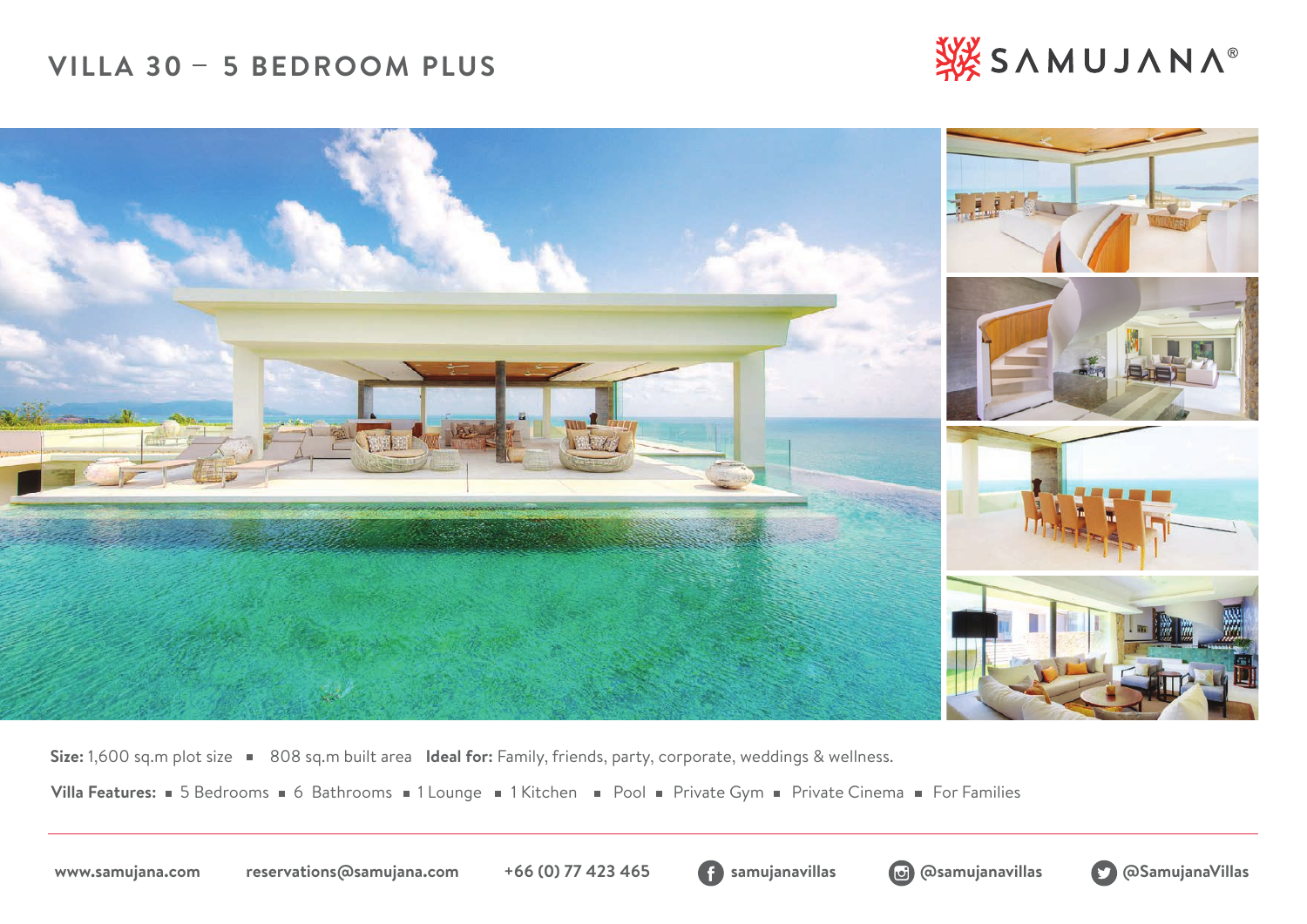# VILLA 30 – 5 BEDROOM PLUS

SAMUJANA®

**Size:** 1,600 sq.m plot size ▪ 808 sq.m built area **Ideal for:** Family, friends, party, corporate, weddings & wellness.

**Villa Features:** ▪ 5 Bedrooms ▪ 6 Bathrooms ▪ 1 Lounge ▪ 1 Kitchen ▪ Pool ▪ Private Gym ▪ Private Cinema ▪ For Families

**www.samujana.com** **reservations@samujana.com** **+66 (0) 77 423 465** **samujanavillas** **@samujanavillas** **@SamujanaVillas**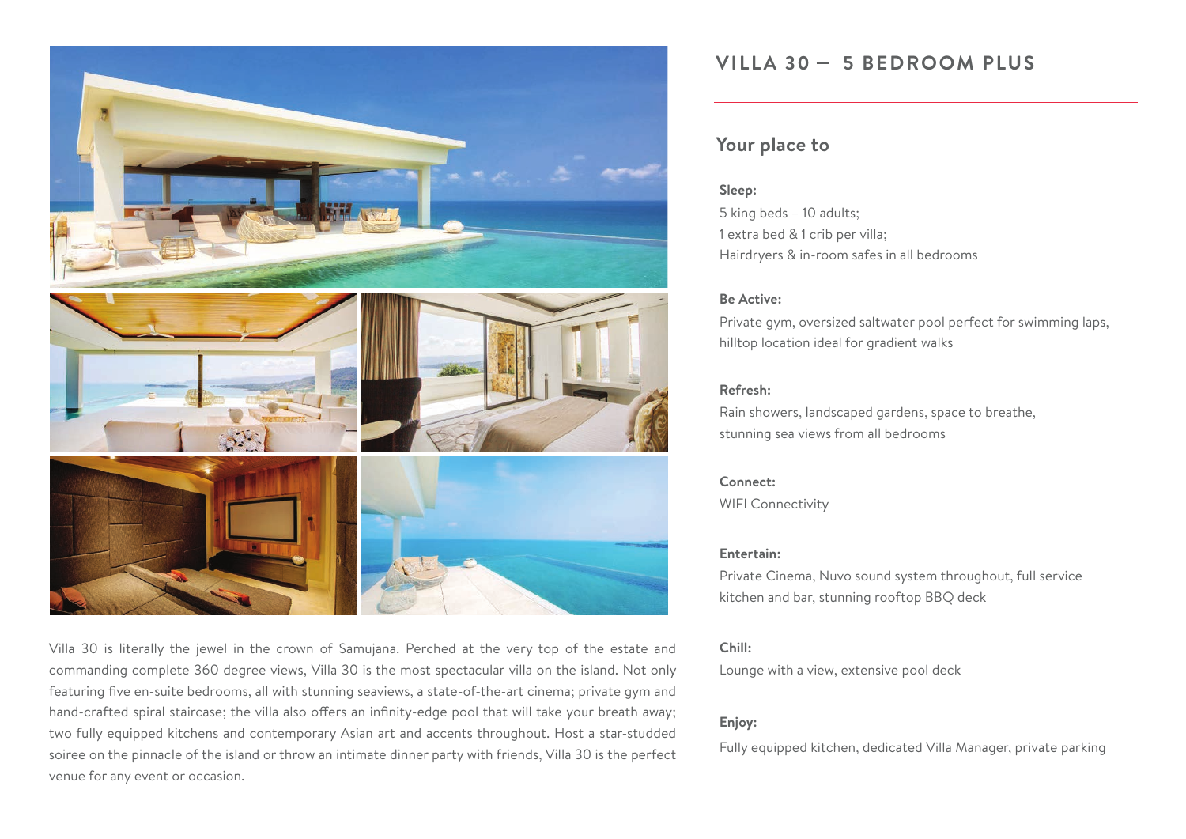## VILLA 30 — 5 BEDROOM PLUS

### Your place to

**Sleep:**
5 king beds – 10 adults;
1 extra bed & 1 crib per villa;
Hairdryers & in-room safes in all bedrooms

**Be Active:**
Private gym, oversized saltwater pool perfect for swimming laps, hilltop location ideal for gradient walks

**Refresh:**
Rain showers, landscaped gardens, space to breathe, stunning sea views from all bedrooms

**Connect:**
WIFI Connectivity

**Entertain:**
Private Cinema, Nuvo sound system throughout, full service kitchen and bar, stunning rooftop BBQ deck

**Chill:**
Lounge with a view, extensive pool deck

**Enjoy:**
Fully equipped kitchen, dedicated Villa Manager, private parking

Villa 30 is literally the jewel in the crown of Samujana. Perched at the very top of the estate and commanding complete 360 degree views, Villa 30 is the most spectacular villa on the island. Not only featuring five en-suite bedrooms, all with stunning seaviews, a state-of-the-art cinema; private gym and hand-crafted spiral staircase; the villa also offers an infinity-edge pool that will take your breath away; two fully equipped kitchens and contemporary Asian art and accents throughout. Host a star-studded soiree on the pinnacle of the island or throw an intimate dinner party with friends, Villa 30 is the perfect venue for any event or occasion.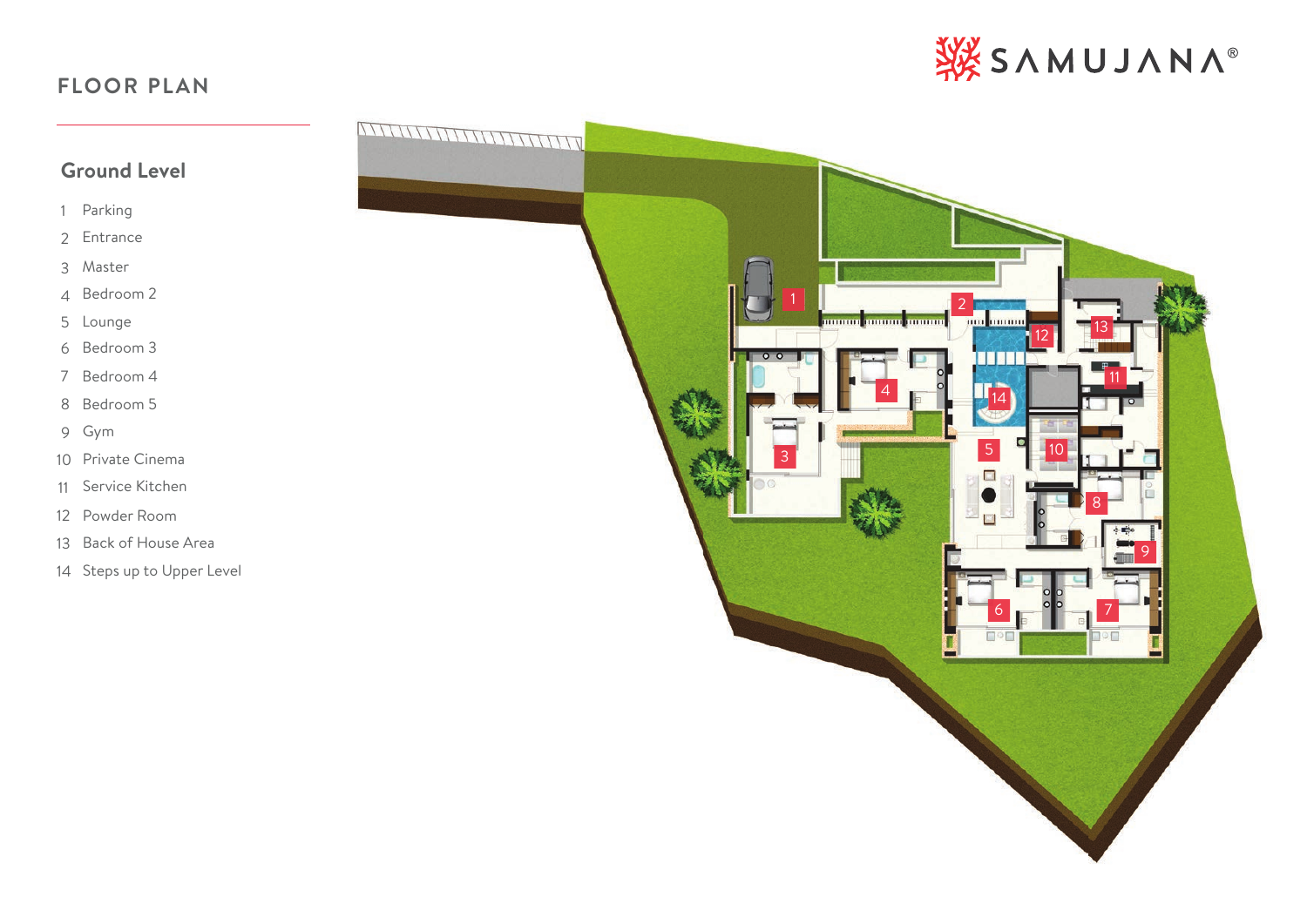# FLOOR PLAN

SAMUJANA®

## Ground Level

1. Parking
2. Entrance
3. Master
4. Bedroom 2
5. Lounge
6. Bedroom 3
7. Bedroom 4
8. Bedroom 5
9. Gym
10. Private Cinema
11. Service Kitchen
12. Powder Room
13. Back of House Area
14. Steps up to Upper Level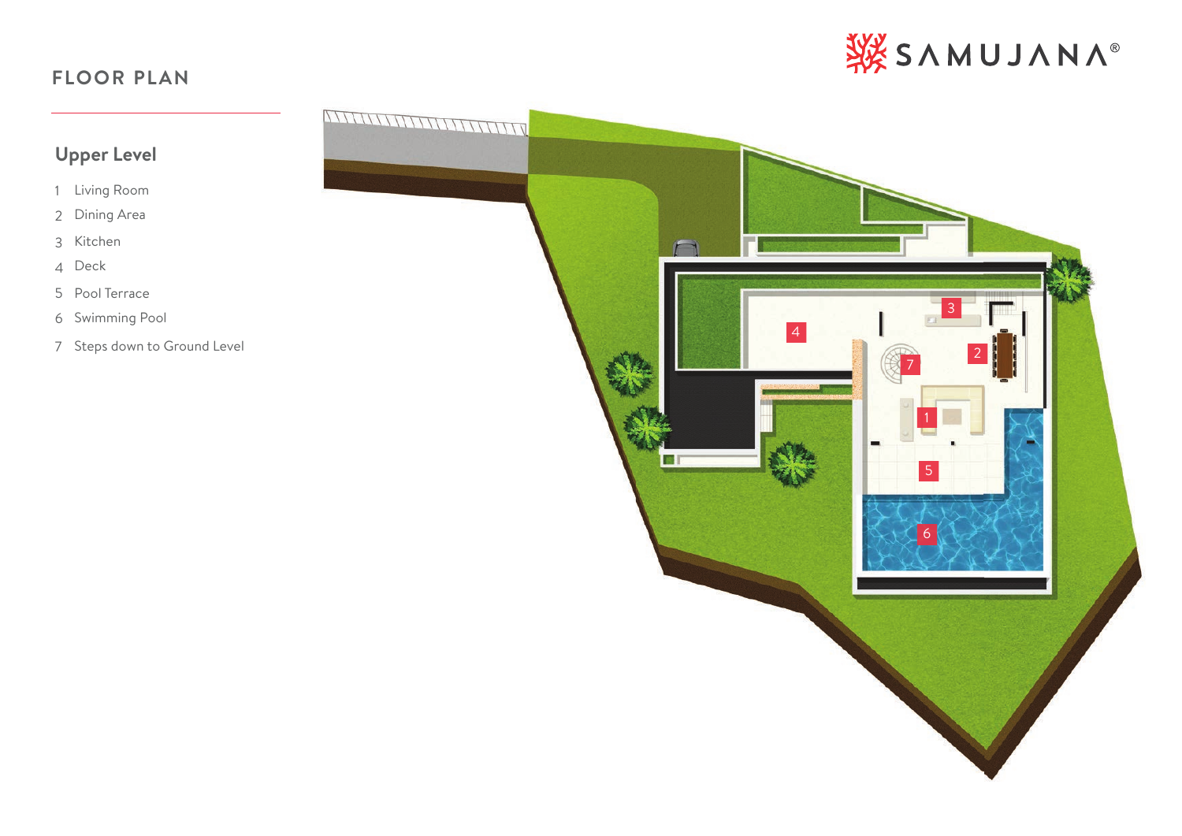# FLOOR PLAN

## Upper Level

1. Living Room
2. Dining Area
3. Kitchen
4. Deck
5. Pool Terrace
6. Swimming Pool
7. Steps down to Ground Level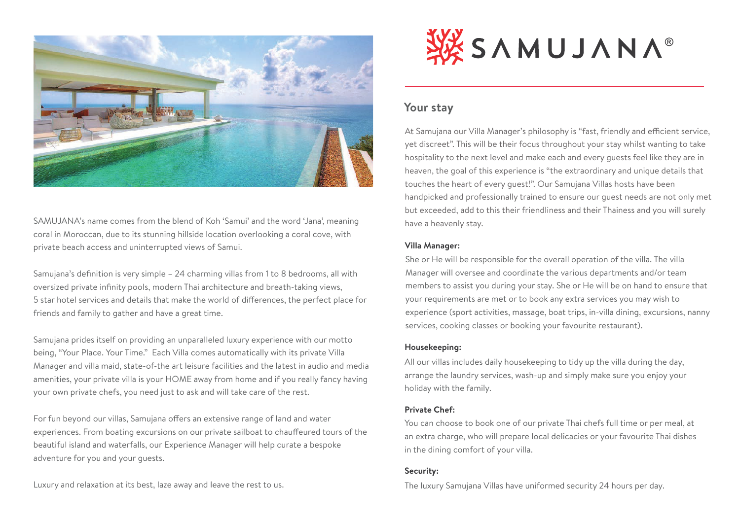SAMUJANA's name comes from the blend of Koh 'Samui' and the word 'Jana', meaning coral in Moroccan, due to its stunning hillside location overlooking a coral cove, with private beach access and uninterrupted views of Samui.

Samujana's definition is very simple – 24 charming villas from 1 to 8 bedrooms, all with oversized private infinity pools, modern Thai architecture and breath-taking views, 5 star hotel services and details that make the world of differences, the perfect place for friends and family to gather and have a great time.

Samujana prides itself on providing an unparalleled luxury experience with our motto being, "Your Place. Your Time." Each Villa comes automatically with its private Villa Manager and villa maid, state-of-the art leisure facilities and the latest in audio and media amenities, your private villa is your HOME away from home and if you really fancy having your own private chefs, you need just to ask and will take care of the rest.

For fun beyond our villas, Samujana offers an extensive range of land and water experiences. From boating excursions on our private sailboat to chauffeured tours of the beautiful island and waterfalls, our Experience Manager will help curate a bespoke adventure for you and your guests.

Luxury and relaxation at its best, laze away and leave the rest to us.

# SAMUJANA®

## Your stay

At Samujana our Villa Manager's philosophy is "fast, friendly and efficient service, yet discreet". This will be their focus throughout your stay whilst wanting to take hospitality to the next level and make each and every guests feel like they are in heaven, the goal of this experience is "the extraordinary and unique details that touches the heart of every guest!". Our Samujana Villas hosts have been handpicked and professionally trained to ensure our guest needs are not only met but exceeded, add to this their friendliness and their Thainess and you will surely have a heavenly stay.

**Villa Manager:**

She or He will be responsible for the overall operation of the villa. The villa Manager will oversee and coordinate the various departments and/or team members to assist you during your stay. She or He will be on hand to ensure that your requirements are met or to book any extra services you may wish to experience (sport activities, massage, boat trips, in-villa dining, excursions, nanny services, cooking classes or booking your favourite restaurant).

**Housekeeping:**

All our villas includes daily housekeeping to tidy up the villa during the day, arrange the laundry services, wash-up and simply make sure you enjoy your holiday with the family.

**Private Chef:**

You can choose to book one of our private Thai chefs full time or per meal, at an extra charge, who will prepare local delicacies or your favourite Thai dishes in the dining comfort of your villa.

**Security:**

The luxury Samujana Villas have uniformed security 24 hours per day.